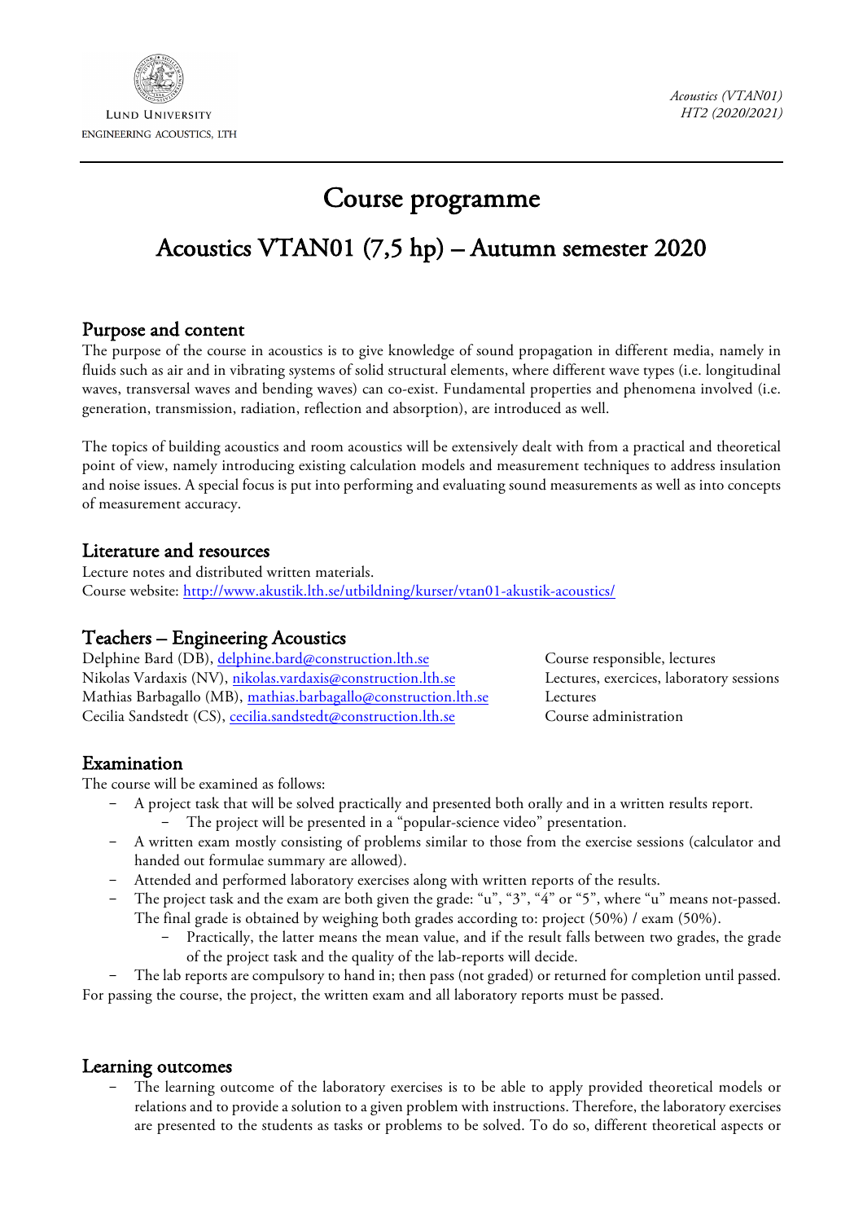LUND UNIVERSITY
ENGINEERING ACOUSTICS, LTH

*Acoustics (VTAN01)*
*HT2 (2020/2021)*

# Course programme

## Acoustics VTAN01 (7,5 hp) – Autumn semester 2020

### Purpose and content

The purpose of the course in acoustics is to give knowledge of sound propagation in different media, namely in fluids such as air and in vibrating systems of solid structural elements, where different wave types (i.e. longitudinal waves, transversal waves and bending waves) can co-exist. Fundamental properties and phenomena involved (i.e. generation, transmission, radiation, reflection and absorption), are introduced as well.

The topics of building acoustics and room acoustics will be extensively dealt with from a practical and theoretical point of view, namely introducing existing calculation models and measurement techniques to address insulation and noise issues. A special focus is put into performing and evaluating sound measurements as well as into concepts of measurement accuracy.

### Literature and resources

Lecture notes and distributed written materials.
Course website: [http://www.akustik.lth.se/utbildning/kurser/vtan01-akustik-acoustics/](http://www.akustik.lth.se/utbildning/kurser/vtan01-akustik-acoustics/)

### Teachers – Engineering Acoustics

| | |
|---|---|
| Delphine Bard (DB), delphine.bard@construction.lth.se | Course responsible, lectures |
| Nikolas Vardaxis (NV), nikolas.vardaxis@construction.lth.se | Lectures, exercices, laboratory sessions |
| Mathias Barbagallo (MB), mathias.barbagallo@construction.lth.se | Lectures |
| Cecilia Sandstedt (CS), cecilia.sandstedt@construction.lth.se | Course administration |

### Examination

The course will be examined as follows:

- A project task that will be solved practically and presented both orally and in a written results report.
  - The project will be presented in a "popular-science video" presentation.
- A written exam mostly consisting of problems similar to those from the exercise sessions (calculator and handed out formulae summary are allowed).
- Attended and performed laboratory exercises along with written reports of the results.
- The project task and the exam are both given the grade: "u", "3", "4" or "5", where "u" means not-passed. The final grade is obtained by weighing both grades according to: project (50%) / exam (50%).
  - Practically, the latter means the mean value, and if the result falls between two grades, the grade of the project task and the quality of the lab-reports will decide.
- The lab reports are compulsory to hand in; then pass (not graded) or returned for completion until passed.

For passing the course, the project, the written exam and all laboratory reports must be passed.

### Learning outcomes

- The learning outcome of the laboratory exercises is to be able to apply provided theoretical models or relations and to provide a solution to a given problem with instructions. Therefore, the laboratory exercises are presented to the students as tasks or problems to be solved. To do so, different theoretical aspects or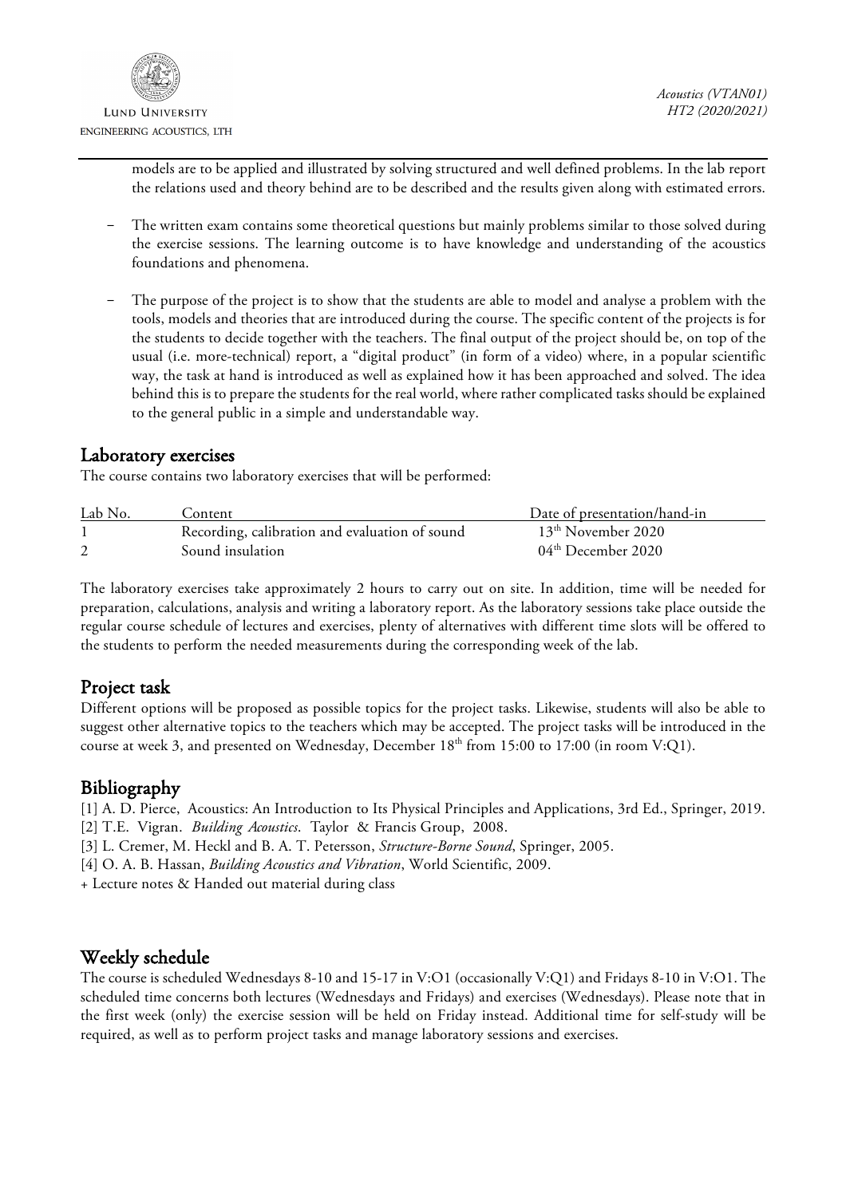models are to be applied and illustrated by solving structured and well defined problems. In the lab report the relations used and theory behind are to be described and the results given along with estimated errors.

- The written exam contains some theoretical questions but mainly problems similar to those solved during the exercise sessions. The learning outcome is to have knowledge and understanding of the acoustics foundations and phenomena.
- The purpose of the project is to show that the students are able to model and analyse a problem with the tools, models and theories that are introduced during the course. The specific content of the projects is for the students to decide together with the teachers. The final output of the project should be, on top of the usual (i.e. more-technical) report, a "digital product" (in form of a video) where, in a popular scientific way, the task at hand is introduced as well as explained how it has been approached and solved. The idea behind this is to prepare the students for the real world, where rather complicated tasks should be explained to the general public in a simple and understandable way.

## Laboratory exercises

The course contains two laboratory exercises that will be performed:

| Lab No. | Content | Date of presentation/hand-in |
|---|---|---|
| 1 | Recording, calibration and evaluation of sound | 13th November 2020 |
| 2 | Sound insulation | 04th December 2020 |

The laboratory exercises take approximately 2 hours to carry out on site. In addition, time will be needed for preparation, calculations, analysis and writing a laboratory report. As the laboratory sessions take place outside the regular course schedule of lectures and exercises, plenty of alternatives with different time slots will be offered to the students to perform the needed measurements during the corresponding week of the lab.

## Project task

Different options will be proposed as possible topics for the project tasks. Likewise, students will also be able to suggest other alternative topics to the teachers which may be accepted. The project tasks will be introduced in the course at week 3, and presented on Wednesday, December 18th from 15:00 to 17:00 (in room V:Q1).

## Bibliography

[1] A. D. Pierce, Acoustics: An Introduction to Its Physical Principles and Applications, 3rd Ed., Springer, 2019.
[2] T.E. Vigran. *Building Acoustics*. Taylor & Francis Group, 2008.
[3] L. Cremer, M. Heckl and B. A. T. Petersson, *Structure-Borne Sound*, Springer, 2005.
[4] O. A. B. Hassan, *Building Acoustics and Vibration*, World Scientific, 2009.
+ Lecture notes & Handed out material during class

## Weekly schedule

The course is scheduled Wednesdays 8-10 and 15-17 in V:O1 (occasionally V:Q1) and Fridays 8-10 in V:O1. The scheduled time concerns both lectures (Wednesdays and Fridays) and exercises (Wednesdays). Please note that in the first week (only) the exercise session will be held on Friday instead. Additional time for self-study will be required, as well as to perform project tasks and manage laboratory sessions and exercises.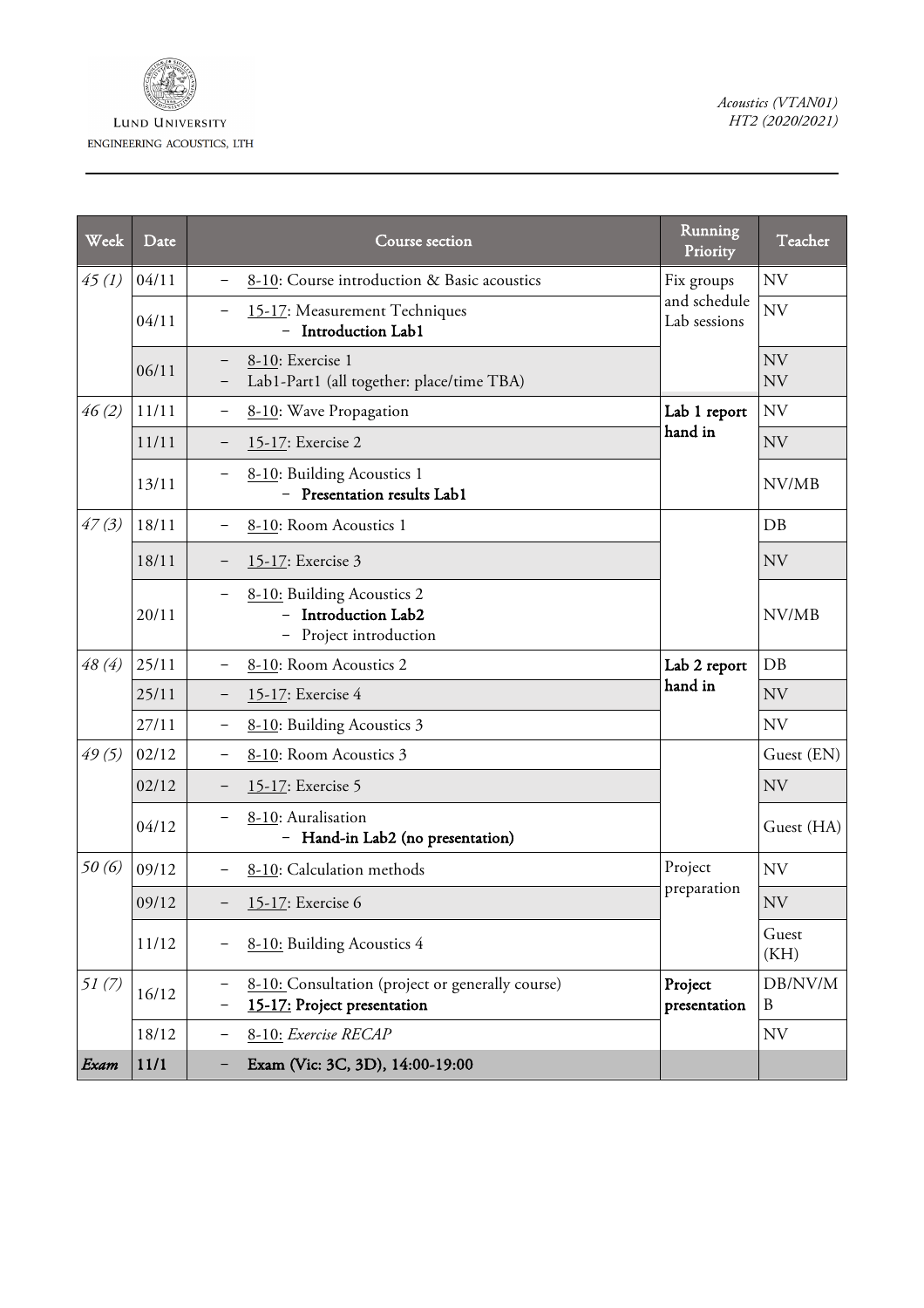| Week | Date | Course section | Running Priority | Teacher |
|---|---|---|---|---|
| *45 (1)* | 04/11 | – 8-10: Course introduction & Basic acoustics | Fix groups and schedule Lab sessions | NV |
| | 04/11 | – 15-17: Measurement Techniques<br>– **Introduction Lab1** | | NV |
| | 06/11 | – 8-10: Exercise 1<br>– Lab1-Part1 (all together: place/time TBA) | | NV<br>NV |
| *46 (2)* | 11/11 | – 8-10: Wave Propagation | **Lab 1 report hand in** | NV |
| | 11/11 | – 15-17: Exercise 2 | | NV |
| | 13/11 | – 8-10: Building Acoustics 1<br>– **Presentation results Lab1** | | NV/MB |
| *47 (3)* | 18/11 | – 8-10: Room Acoustics 1 | | DB |
| | 18/11 | – 15-17: Exercise 3 | | NV |
| | 20/11 | – 8-10: Building Acoustics 2<br>– **Introduction Lab2**<br>– Project introduction | | NV/MB |
| *48 (4)* | 25/11 | – 8-10: Room Acoustics 2 | **Lab 2 report hand in** | DB |
| | 25/11 | – 15-17: Exercise 4 | | NV |
| | 27/11 | – 8-10: Building Acoustics 3 | | NV |
| *49 (5)* | 02/12 | – 8-10: Room Acoustics 3 | | Guest (EN) |
| | 02/12 | – 15-17: Exercise 5 | | NV |
| | 04/12 | – 8-10: Auralisation<br>– **Hand-in Lab2 (no presentation)** | | Guest (HA) |
| *50 (6)* | 09/12 | – 8-10: Calculation methods | Project preparation | NV |
| | 09/12 | – 15-17: Exercise 6 | | NV |
| | 11/12 | – 8-10: Building Acoustics 4 | | Guest (KH) |
| *51 (7)* | 16/12 | – 8-10: Consultation (project or generally course)<br>– **15-17: Project presentation** | **Project presentation** | DB/NV/MB |
| | 18/12 | – 8-10: *Exercise RECAP* | | NV |
| ***Exam*** | **11/1** | – **Exam (Vic: 3C, 3D), 14:00-19:00** | | |